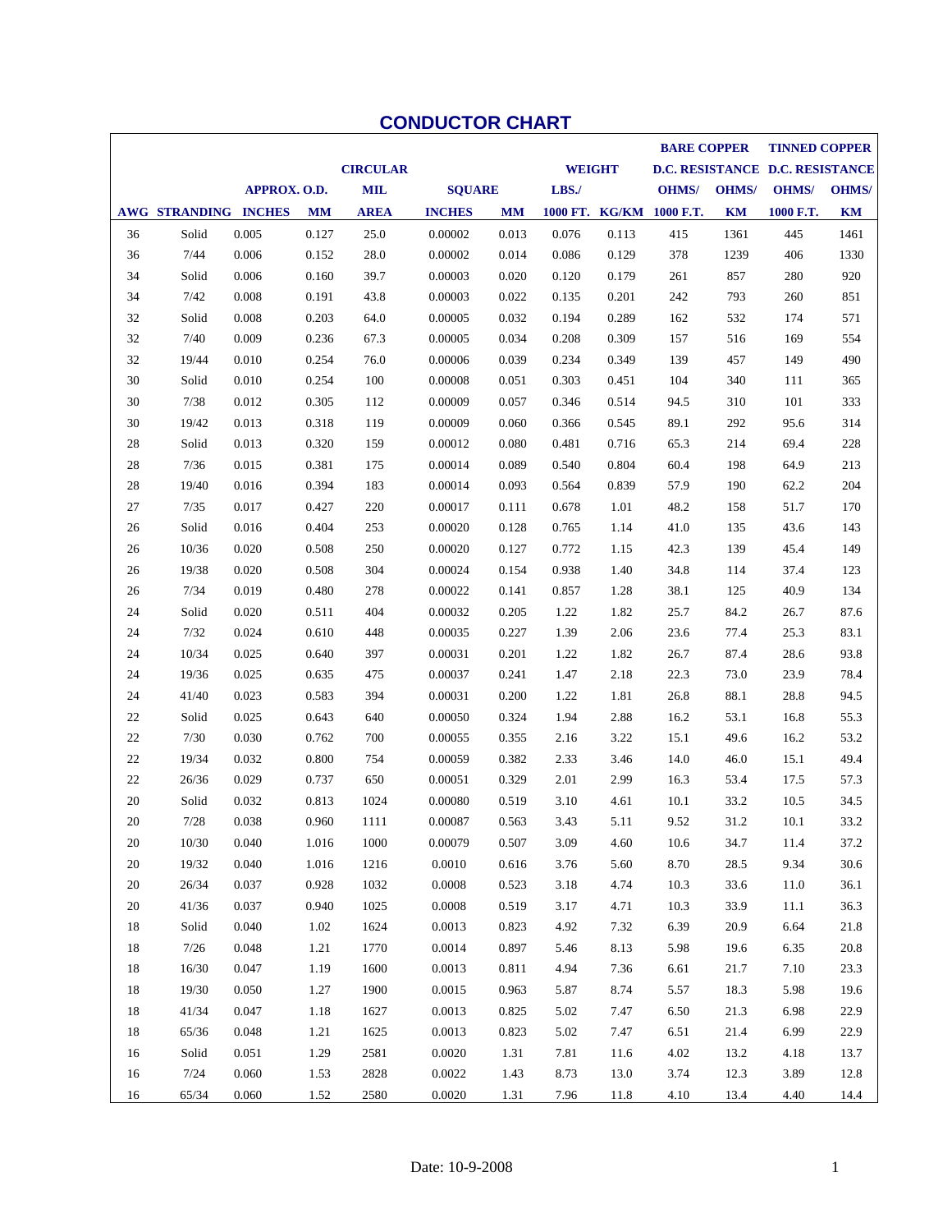# CONDUCTOR CHART

| | | | | | | | | | BARE COPPER | | TINNED COPPER | |
|---|---|---|---|---|---|---|---|---|---|---|---|---|
| | | | | CIRCULAR | | | WEIGHT | | D.C. RESISTANCE | | D.C. RESISTANCE | |
| | | APPROX. O.D. | | MIL | SQUARE | | LBS./ | | OHMS/ | OHMS/ | OHMS/ | OHMS/ |
| AWG | STRANDING | INCHES | MM | AREA | INCHES | MM | 1000 FT. | KG/KM | 1000 F.T. | KM | 1000 F.T. | KM |
| 36 | Solid | 0.005 | 0.127 | 25.0 | 0.00002 | 0.013 | 0.076 | 0.113 | 415 | 1361 | 445 | 1461 |
| 36 | 7/44 | 0.006 | 0.152 | 28.0 | 0.00002 | 0.014 | 0.086 | 0.129 | 378 | 1239 | 406 | 1330 |
| 34 | Solid | 0.006 | 0.160 | 39.7 | 0.00003 | 0.020 | 0.120 | 0.179 | 261 | 857 | 280 | 920 |
| 34 | 7/42 | 0.008 | 0.191 | 43.8 | 0.00003 | 0.022 | 0.135 | 0.201 | 242 | 793 | 260 | 851 |
| 32 | Solid | 0.008 | 0.203 | 64.0 | 0.00005 | 0.032 | 0.194 | 0.289 | 162 | 532 | 174 | 571 |
| 32 | 7/40 | 0.009 | 0.236 | 67.3 | 0.00005 | 0.034 | 0.208 | 0.309 | 157 | 516 | 169 | 554 |
| 32 | 19/44 | 0.010 | 0.254 | 76.0 | 0.00006 | 0.039 | 0.234 | 0.349 | 139 | 457 | 149 | 490 |
| 30 | Solid | 0.010 | 0.254 | 100 | 0.00008 | 0.051 | 0.303 | 0.451 | 104 | 340 | 111 | 365 |
| 30 | 7/38 | 0.012 | 0.305 | 112 | 0.00009 | 0.057 | 0.346 | 0.514 | 94.5 | 310 | 101 | 333 |
| 30 | 19/42 | 0.013 | 0.318 | 119 | 0.00009 | 0.060 | 0.366 | 0.545 | 89.1 | 292 | 95.6 | 314 |
| 28 | Solid | 0.013 | 0.320 | 159 | 0.00012 | 0.080 | 0.481 | 0.716 | 65.3 | 214 | 69.4 | 228 |
| 28 | 7/36 | 0.015 | 0.381 | 175 | 0.00014 | 0.089 | 0.540 | 0.804 | 60.4 | 198 | 64.9 | 213 |
| 28 | 19/40 | 0.016 | 0.394 | 183 | 0.00014 | 0.093 | 0.564 | 0.839 | 57.9 | 190 | 62.2 | 204 |
| 27 | 7/35 | 0.017 | 0.427 | 220 | 0.00017 | 0.111 | 0.678 | 1.01 | 48.2 | 158 | 51.7 | 170 |
| 26 | Solid | 0.016 | 0.404 | 253 | 0.00020 | 0.128 | 0.765 | 1.14 | 41.0 | 135 | 43.6 | 143 |
| 26 | 10/36 | 0.020 | 0.508 | 250 | 0.00020 | 0.127 | 0.772 | 1.15 | 42.3 | 139 | 45.4 | 149 |
| 26 | 19/38 | 0.020 | 0.508 | 304 | 0.00024 | 0.154 | 0.938 | 1.40 | 34.8 | 114 | 37.4 | 123 |
| 26 | 7/34 | 0.019 | 0.480 | 278 | 0.00022 | 0.141 | 0.857 | 1.28 | 38.1 | 125 | 40.9 | 134 |
| 24 | Solid | 0.020 | 0.511 | 404 | 0.00032 | 0.205 | 1.22 | 1.82 | 25.7 | 84.2 | 26.7 | 87.6 |
| 24 | 7/32 | 0.024 | 0.610 | 448 | 0.00035 | 0.227 | 1.39 | 2.06 | 23.6 | 77.4 | 25.3 | 83.1 |
| 24 | 10/34 | 0.025 | 0.640 | 397 | 0.00031 | 0.201 | 1.22 | 1.82 | 26.7 | 87.4 | 28.6 | 93.8 |
| 24 | 19/36 | 0.025 | 0.635 | 475 | 0.00037 | 0.241 | 1.47 | 2.18 | 22.3 | 73.0 | 23.9 | 78.4 |
| 24 | 41/40 | 0.023 | 0.583 | 394 | 0.00031 | 0.200 | 1.22 | 1.81 | 26.8 | 88.1 | 28.8 | 94.5 |
| 22 | Solid | 0.025 | 0.643 | 640 | 0.00050 | 0.324 | 1.94 | 2.88 | 16.2 | 53.1 | 16.8 | 55.3 |
| 22 | 7/30 | 0.030 | 0.762 | 700 | 0.00055 | 0.355 | 2.16 | 3.22 | 15.1 | 49.6 | 16.2 | 53.2 |
| 22 | 19/34 | 0.032 | 0.800 | 754 | 0.00059 | 0.382 | 2.33 | 3.46 | 14.0 | 46.0 | 15.1 | 49.4 |
| 22 | 26/36 | 0.029 | 0.737 | 650 | 0.00051 | 0.329 | 2.01 | 2.99 | 16.3 | 53.4 | 17.5 | 57.3 |
| 20 | Solid | 0.032 | 0.813 | 1024 | 0.00080 | 0.519 | 3.10 | 4.61 | 10.1 | 33.2 | 10.5 | 34.5 |
| 20 | 7/28 | 0.038 | 0.960 | 1111 | 0.00087 | 0.563 | 3.43 | 5.11 | 9.52 | 31.2 | 10.1 | 33.2 |
| 20 | 10/30 | 0.040 | 1.016 | 1000 | 0.00079 | 0.507 | 3.09 | 4.60 | 10.6 | 34.7 | 11.4 | 37.2 |
| 20 | 19/32 | 0.040 | 1.016 | 1216 | 0.0010 | 0.616 | 3.76 | 5.60 | 8.70 | 28.5 | 9.34 | 30.6 |
| 20 | 26/34 | 0.037 | 0.928 | 1032 | 0.0008 | 0.523 | 3.18 | 4.74 | 10.3 | 33.6 | 11.0 | 36.1 |
| 20 | 41/36 | 0.037 | 0.940 | 1025 | 0.0008 | 0.519 | 3.17 | 4.71 | 10.3 | 33.9 | 11.1 | 36.3 |
| 18 | Solid | 0.040 | 1.02 | 1624 | 0.0013 | 0.823 | 4.92 | 7.32 | 6.39 | 20.9 | 6.64 | 21.8 |
| 18 | 7/26 | 0.048 | 1.21 | 1770 | 0.0014 | 0.897 | 5.46 | 8.13 | 5.98 | 19.6 | 6.35 | 20.8 |
| 18 | 16/30 | 0.047 | 1.19 | 1600 | 0.0013 | 0.811 | 4.94 | 7.36 | 6.61 | 21.7 | 7.10 | 23.3 |
| 18 | 19/30 | 0.050 | 1.27 | 1900 | 0.0015 | 0.963 | 5.87 | 8.74 | 5.57 | 18.3 | 5.98 | 19.6 |
| 18 | 41/34 | 0.047 | 1.18 | 1627 | 0.0013 | 0.825 | 5.02 | 7.47 | 6.50 | 21.3 | 6.98 | 22.9 |
| 18 | 65/36 | 0.048 | 1.21 | 1625 | 0.0013 | 0.823 | 5.02 | 7.47 | 6.51 | 21.4 | 6.99 | 22.9 |
| 16 | Solid | 0.051 | 1.29 | 2581 | 0.0020 | 1.31 | 7.81 | 11.6 | 4.02 | 13.2 | 4.18 | 13.7 |
| 16 | 7/24 | 0.060 | 1.53 | 2828 | 0.0022 | 1.43 | 8.73 | 13.0 | 3.74 | 12.3 | 3.89 | 12.8 |
| 16 | 65/34 | 0.060 | 1.52 | 2580 | 0.0020 | 1.31 | 7.96 | 11.8 | 4.10 | 13.4 | 4.40 | 14.4 |

Date: 10-9-2008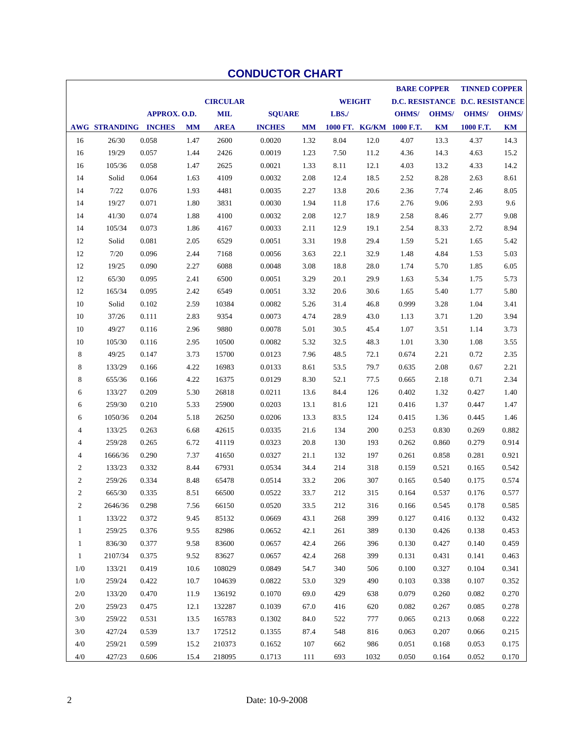# CONDUCTOR CHART

| | | | | | | | | | BARE COPPER D.C. RESISTANCE | | TINNED COPPER D.C. RESISTANCE | |
|---|---|---|---|---|---|---|---|---|---|---|---|---|
| | | APPROX. O.D. | | CIRCULAR MIL | SQUARE | | WEIGHT | | | | | |
| AWG | STRANDING | INCHES | MM | AREA | INCHES | MM | LBS./ 1000 FT. | KG/KM | OHMS/ 1000 F.T. | OHMS/ KM | OHMS/ 1000 F.T. | OHMS/ KM |
| 16 | 26/30 | 0.058 | 1.47 | 2600 | 0.0020 | 1.32 | 8.04 | 12.0 | 4.07 | 13.3 | 4.37 | 14.3 |
| 16 | 19/29 | 0.057 | 1.44 | 2426 | 0.0019 | 1.23 | 7.50 | 11.2 | 4.36 | 14.3 | 4.63 | 15.2 |
| 16 | 105/36 | 0.058 | 1.47 | 2625 | 0.0021 | 1.33 | 8.11 | 12.1 | 4.03 | 13.2 | 4.33 | 14.2 |
| 14 | Solid | 0.064 | 1.63 | 4109 | 0.0032 | 2.08 | 12.4 | 18.5 | 2.52 | 8.28 | 2.63 | 8.61 |
| 14 | 7/22 | 0.076 | 1.93 | 4481 | 0.0035 | 2.27 | 13.8 | 20.6 | 2.36 | 7.74 | 2.46 | 8.05 |
| 14 | 19/27 | 0.071 | 1.80 | 3831 | 0.0030 | 1.94 | 11.8 | 17.6 | 2.76 | 9.06 | 2.93 | 9.6 |
| 14 | 41/30 | 0.074 | 1.88 | 4100 | 0.0032 | 2.08 | 12.7 | 18.9 | 2.58 | 8.46 | 2.77 | 9.08 |
| 14 | 105/34 | 0.073 | 1.86 | 4167 | 0.0033 | 2.11 | 12.9 | 19.1 | 2.54 | 8.33 | 2.72 | 8.94 |
| 12 | Solid | 0.081 | 2.05 | 6529 | 0.0051 | 3.31 | 19.8 | 29.4 | 1.59 | 5.21 | 1.65 | 5.42 |
| 12 | 7/20 | 0.096 | 2.44 | 7168 | 0.0056 | 3.63 | 22.1 | 32.9 | 1.48 | 4.84 | 1.53 | 5.03 |
| 12 | 19/25 | 0.090 | 2.27 | 6088 | 0.0048 | 3.08 | 18.8 | 28.0 | 1.74 | 5.70 | 1.85 | 6.05 |
| 12 | 65/30 | 0.095 | 2.41 | 6500 | 0.0051 | 3.29 | 20.1 | 29.9 | 1.63 | 5.34 | 1.75 | 5.73 |
| 12 | 165/34 | 0.095 | 2.42 | 6549 | 0.0051 | 3.32 | 20.6 | 30.6 | 1.65 | 5.40 | 1.77 | 5.80 |
| 10 | Solid | 0.102 | 2.59 | 10384 | 0.0082 | 5.26 | 31.4 | 46.8 | 0.999 | 3.28 | 1.04 | 3.41 |
| 10 | 37/26 | 0.111 | 2.83 | 9354 | 0.0073 | 4.74 | 28.9 | 43.0 | 1.13 | 3.71 | 1.20 | 3.94 |
| 10 | 49/27 | 0.116 | 2.96 | 9880 | 0.0078 | 5.01 | 30.5 | 45.4 | 1.07 | 3.51 | 1.14 | 3.73 |
| 10 | 105/30 | 0.116 | 2.95 | 10500 | 0.0082 | 5.32 | 32.5 | 48.3 | 1.01 | 3.30 | 1.08 | 3.55 |
| 8 | 49/25 | 0.147 | 3.73 | 15700 | 0.0123 | 7.96 | 48.5 | 72.1 | 0.674 | 2.21 | 0.72 | 2.35 |
| 8 | 133/29 | 0.166 | 4.22 | 16983 | 0.0133 | 8.61 | 53.5 | 79.7 | 0.635 | 2.08 | 0.67 | 2.21 |
| 8 | 655/36 | 0.166 | 4.22 | 16375 | 0.0129 | 8.30 | 52.1 | 77.5 | 0.665 | 2.18 | 0.71 | 2.34 |
| 6 | 133/27 | 0.209 | 5.30 | 26818 | 0.0211 | 13.6 | 84.4 | 126 | 0.402 | 1.32 | 0.427 | 1.40 |
| 6 | 259/30 | 0.210 | 5.33 | 25900 | 0.0203 | 13.1 | 81.6 | 121 | 0.416 | 1.37 | 0.447 | 1.47 |
| 6 | 1050/36 | 0.204 | 5.18 | 26250 | 0.0206 | 13.3 | 83.5 | 124 | 0.415 | 1.36 | 0.445 | 1.46 |
| 4 | 133/25 | 0.263 | 6.68 | 42615 | 0.0335 | 21.6 | 134 | 200 | 0.253 | 0.830 | 0.269 | 0.882 |
| 4 | 259/28 | 0.265 | 6.72 | 41119 | 0.0323 | 20.8 | 130 | 193 | 0.262 | 0.860 | 0.279 | 0.914 |
| 4 | 1666/36 | 0.290 | 7.37 | 41650 | 0.0327 | 21.1 | 132 | 197 | 0.261 | 0.858 | 0.281 | 0.921 |
| 2 | 133/23 | 0.332 | 8.44 | 67931 | 0.0534 | 34.4 | 214 | 318 | 0.159 | 0.521 | 0.165 | 0.542 |
| 2 | 259/26 | 0.334 | 8.48 | 65478 | 0.0514 | 33.2 | 206 | 307 | 0.165 | 0.540 | 0.175 | 0.574 |
| 2 | 665/30 | 0.335 | 8.51 | 66500 | 0.0522 | 33.7 | 212 | 315 | 0.164 | 0.537 | 0.176 | 0.577 |
| 2 | 2646/36 | 0.298 | 7.56 | 66150 | 0.0520 | 33.5 | 212 | 316 | 0.166 | 0.545 | 0.178 | 0.585 |
| 1 | 133/22 | 0.372 | 9.45 | 85132 | 0.0669 | 43.1 | 268 | 399 | 0.127 | 0.416 | 0.132 | 0.432 |
| 1 | 259/25 | 0.376 | 9.55 | 82986 | 0.0652 | 42.1 | 261 | 389 | 0.130 | 0.426 | 0.138 | 0.453 |
| 1 | 836/30 | 0.377 | 9.58 | 83600 | 0.0657 | 42.4 | 266 | 396 | 0.130 | 0.427 | 0.140 | 0.459 |
| 1 | 2107/34 | 0.375 | 9.52 | 83627 | 0.0657 | 42.4 | 268 | 399 | 0.131 | 0.431 | 0.141 | 0.463 |
| 1/0 | 133/21 | 0.419 | 10.6 | 108029 | 0.0849 | 54.7 | 340 | 506 | 0.100 | 0.327 | 0.104 | 0.341 |
| 1/0 | 259/24 | 0.422 | 10.7 | 104639 | 0.0822 | 53.0 | 329 | 490 | 0.103 | 0.338 | 0.107 | 0.352 |
| 2/0 | 133/20 | 0.470 | 11.9 | 136192 | 0.1070 | 69.0 | 429 | 638 | 0.079 | 0.260 | 0.082 | 0.270 |
| 2/0 | 259/23 | 0.475 | 12.1 | 132287 | 0.1039 | 67.0 | 416 | 620 | 0.082 | 0.267 | 0.085 | 0.278 |
| 3/0 | 259/22 | 0.531 | 13.5 | 165783 | 0.1302 | 84.0 | 522 | 777 | 0.065 | 0.213 | 0.068 | 0.222 |
| 3/0 | 427/24 | 0.539 | 13.7 | 172512 | 0.1355 | 87.4 | 548 | 816 | 0.063 | 0.207 | 0.066 | 0.215 |
| 4/0 | 259/21 | 0.599 | 15.2 | 210373 | 0.1652 | 107 | 662 | 986 | 0.051 | 0.168 | 0.053 | 0.175 |
| 4/0 | 427/23 | 0.606 | 15.4 | 218095 | 0.1713 | 111 | 693 | 1032 | 0.050 | 0.164 | 0.052 | 0.170 |

Date: 10-9-2008